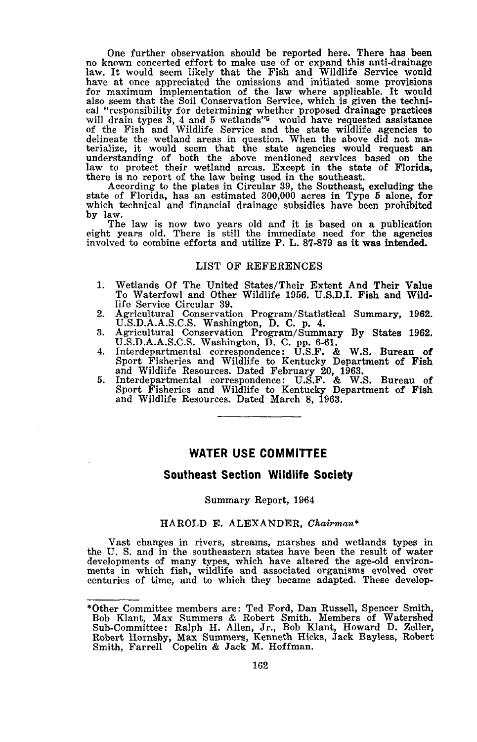One further observation should be reported here. There has been no known concerted effort to make use of or expand this anti-drainage law. It would seem likely that the Fish and Wildlife Service would have at once appreciated the omissions and initiated some provisions for maximum implementation of the law where applicable. It would also seem that the Soil Conservation Service, which is given the technical "responsibility for determining whether proposed drainage practices will drain types 3, 4 and 5 wetlands"[5] would have requested assistance of the Fish and Wildlife Service and the state wildlife agencies to delineate the wetland areas in question. When the above did not materialize, it would seem that the state agencies would request an understanding of both the above mentioned services based on the law to protect their wetland areas. Except in the state of Florida, there is no report of the law being used in the southeast.

According to the plates in Circular 39, the Southeast, excluding the state of Florida, has an estimated 300,000 acres in Type 5 alone, for which technical and financial drainage subsidies have been prohibited by law.

The law is now two years old and it is based on a publication eight years old. There is still the immediate need for the agencies involved to combine efforts and utilize P. L. 87-879 as it was intended.

## LIST OF REFERENCES

1. Wetlands Of The United States/Their Extent And Their Value To Waterfowl and Other Wildlife 1956. U.S.D.I. Fish and Wildlife Service Circular 39.
2. Agricultural Conservation Program/Statistical Summary, 1962. U.S.D.A.A.S.C.S. Washington, D. C. p. 4.
3. Agricultural Conservation Program/Summary By States 1962. U.S.D.A.A.S.C.S. Washington, D. C. pp. 6-61.
4. Interdepartmental correspondence: U.S.F. & W.S. Bureau of Sport Fisheries and Wildlife to Kentucky Department of Fish and Wildlife Resources. Dated February 20, 1963.
5. Interdepartmental correspondence: U.S.F. & W.S. Bureau of Sport Fisheries and Wildlife to Kentucky Department of Fish and Wildlife Resources. Dated March 8, 1963.

---

# WATER USE COMMITTEE

## Southeast Section Wildlife Society

Summary Report, 1964

HAROLD E. ALEXANDER, *Chairman**

Vast changes in rivers, streams, marshes and wetlands types in the U. S. and in the southeastern states have been the result of water developments of many types, which have altered the age-old environments in which fish, wildlife and associated organisms evolved over centuries of time, and to which they became adapted. These develop-

*Other Committee members are: Ted Ford, Dan Russell, Spencer Smith, Bob Klant, Max Summers & Robert Smith. Members of Watershed Sub-Committee: Ralph H. Allen, Jr., Bob Klant, Howard D. Zeller, Robert Hornsby, Max Summers, Kenneth Hicks, Jack Bayless, Robert Smith, Farrell Copelin & Jack M. Hoffman.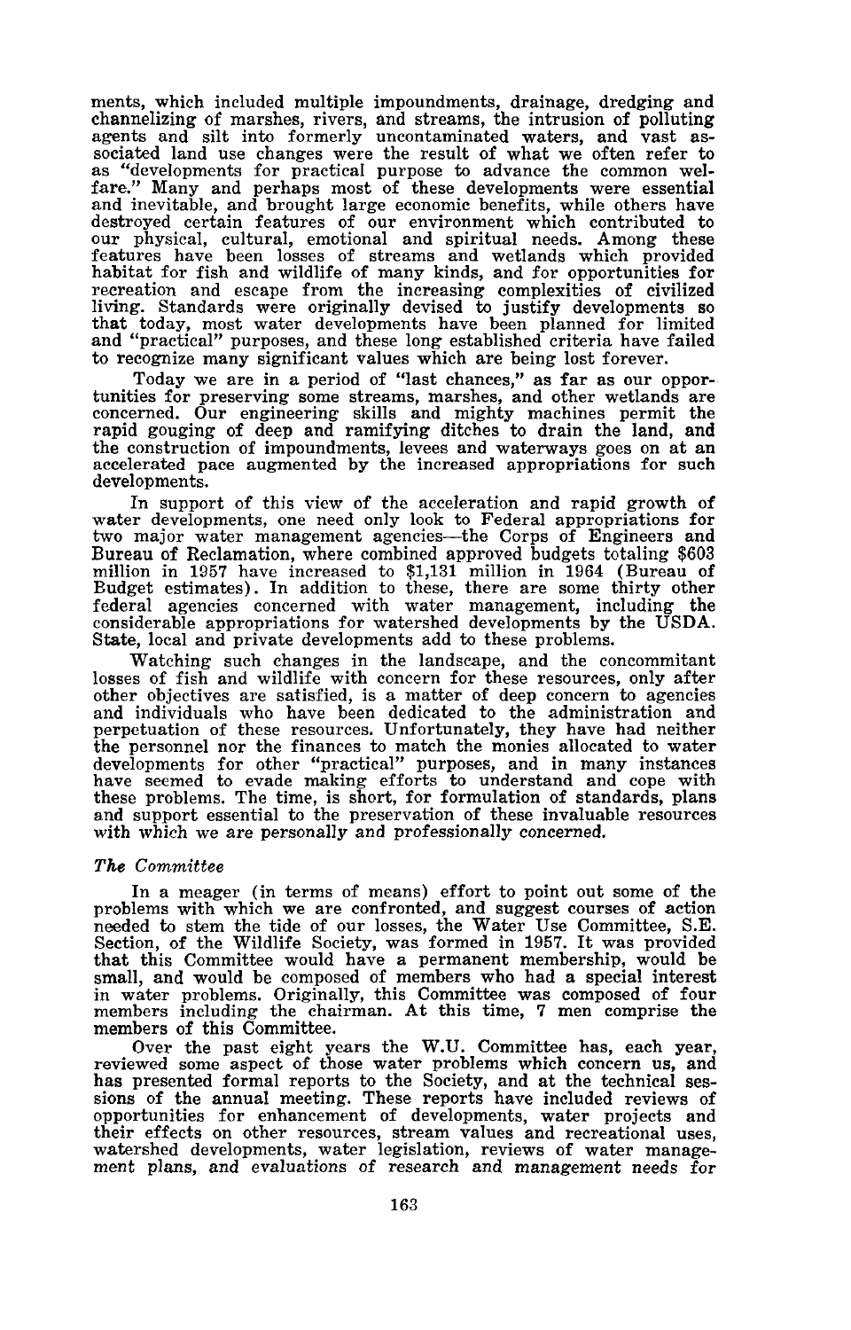ments, which included multiple impoundments, drainage, dredging and channelizing of marshes, rivers, and streams, the intrusion of polluting agents and silt into formerly uncontaminated waters, and vast associated land use changes were the result of what we often refer to as "developments for practical purpose to advance the common welfare." Many and perhaps most of these developments were essential and inevitable, and brought large economic benefits, while others have destroyed certain features of our environment which contributed to our physical, cultural, emotional and spiritual needs. Among these features have been losses of streams and wetlands which provided habitat for fish and wildlife of many kinds, and for opportunities for recreation and escape from the increasing complexities of civilized living. Standards were originally devised to justify developments so that today, most water developments have been planned for limited and "practical" purposes, and these long established criteria have failed to recognize many significant values which are being lost forever.

Today we are in a period of "last chances," as far as our opportunities for preserving some streams, marshes, and other wetlands are concerned. Our engineering skills and mighty machines permit the rapid gouging of deep and ramifying ditches to drain the land, and the construction of impoundments, levees and waterways goes on at an accelerated pace augmented by the increased appropriations for such developments.

In support of this view of the acceleration and rapid growth of water developments, one need only look to Federal appropriations for two major water management agencies—the Corps of Engineers and Bureau of Reclamation, where combined approved budgets totaling $603 million in 1957 have increased to $1,131 million in 1964 (Bureau of Budget estimates). In addition to these, there are some thirty other federal agencies concerned with water management, including the considerable appropriations for watershed developments by the USDA. State, local and private developments add to these problems.

Watching such changes in the landscape, and the concommitant losses of fish and wildlife with concern for these resources, only after other objectives are satisfied, is a matter of deep concern to agencies and individuals who have been dedicated to the administration and perpetuation of these resources. Unfortunately, they have had neither the personnel nor the finances to match the monies allocated to water developments for other "practical" purposes, and in many instances have seemed to evade making efforts to understand and cope with these problems. The time, is short, for formulation of standards, plans and support essential to the preservation of these invaluable resources with which we are personally and professionally concerned.

*The Committee*

In a meager (in terms of means) effort to point out some of the problems with which we are confronted, and suggest courses of action needed to stem the tide of our losses, the Water Use Committee, S.E. Section, of the Wildlife Society, was formed in 1957. It was provided that this Committee would have a permanent membership, would be small, and would be composed of members who had a special interest in water problems. Originally, this Committee was composed of four members including the chairman. At this time, 7 men comprise the members of this Committee.

Over the past eight years the W.U. Committee has, each year, reviewed some aspect of those water problems which concern us, and has presented formal reports to the Society, and at the technical sessions of the annual meeting. These reports have included reviews of opportunities for enhancement of developments, water projects and their effects on other resources, stream values and recreational uses, watershed developments, water legislation, reviews of water management plans, and evaluations of research and management needs for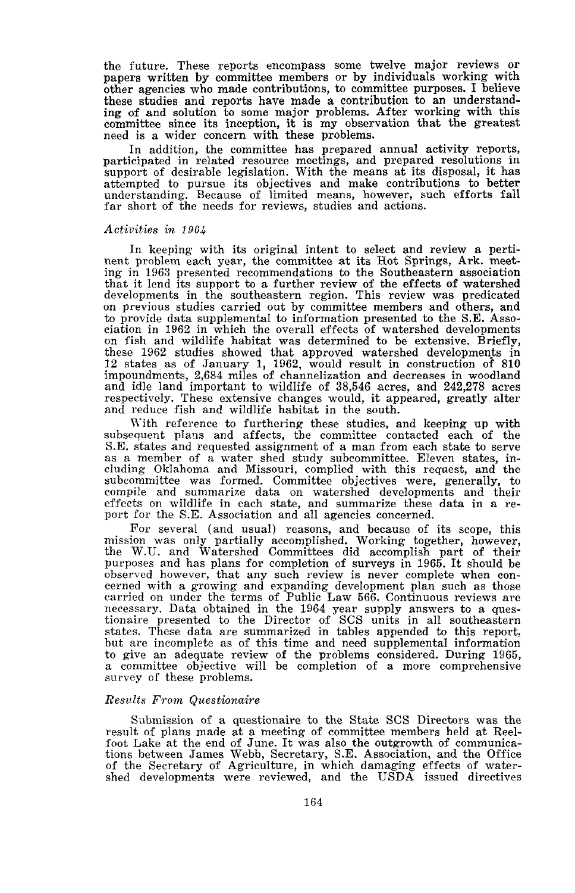the future. These reports encompass some twelve major reviews or papers written by committee members or by individuals working with other agencies who made contributions, to committee purposes. I believe these studies and reports have made a contribution to an understanding of and solution to some major problems. After working with this committee since its inception, it is my observation that the greatest need is a wider concern with these problems.

In addition, the committee has prepared annual activity reports, participated in related resource meetings, and prepared resolutions in support of desirable legislation. With the means at its disposal, it has attempted to pursue its objectives and make contributions to better understanding. Because of limited means, however, such efforts fall far short of the needs for reviews, studies and actions.

### *Activities in 1964*

In keeping with its original intent to select and review a pertinent problem each year, the committee at its Hot Springs, Ark. meeting in 1963 presented recommendations to the Southeastern association that it lend its support to a further review of the effects of watershed developments in the southeastern region. This review was predicated on previous studies carried out by committee members and others, and to provide data supplemental to information presented to the S.E. Association in 1962 in which the overall effects of watershed developments on fish and wildlife habitat was determined to be extensive. Briefly, these 1962 studies showed that approved watershed developments in 12 states as of January 1, 1962, would result in construction of 810 impoundments, 2,684 miles of channelization and decreases in woodland and idle land important to wildlife of 38,546 acres, and 242,278 acres respectively. These extensive changes would, it appeared, greatly alter and reduce fish and wildlife habitat in the south.

With reference to furthering these studies, and keeping up with subsequent plans and affects, the committee contacted each of the S.E. states and requested assignment of a man from each state to serve as a member of a water shed study subcommittee. Eleven states, including Oklahoma and Missouri, complied with this request, and the subcommittee was formed. Committee objectives were, generally, to compile and summarize data on watershed developments and their effects on wildlife in each state, and summarize these data in a report for the S.E. Association and all agencies concerned.

For several (and usual) reasons, and because of its scope, this mission was only partially accomplished. Working together, however, the W.U. and Watershed Committees did accomplish part of their purposes and has plans for completion of surveys in 1965. It should be observed however, that any such review is never complete when concerned with a growing and expanding development plan such as those carried on under the terms of Public Law 566. Continuous reviews are necessary. Data obtained in the 1964 year supply answers to a questionaire presented to the Director of SCS units in all southeastern states. These data are summarized in tables appended to this report, but are incomplete as of this time and need supplemental information to give an adequate review of the problems considered. During 1965, a committee objective will be completion of a more comprehensive survey of these problems.

### *Results From Questionaire*

Submission of a questionaire to the State SCS Directors was the result of plans made at a meeting of committee members held at Reelfoot Lake at the end of June. It was also the outgrowth of communications between James Webb, Secretary, S.E. Association, and the Office of the Secretary of Agriculture, in which damaging effects of watershed developments were reviewed, and the USDA issued directives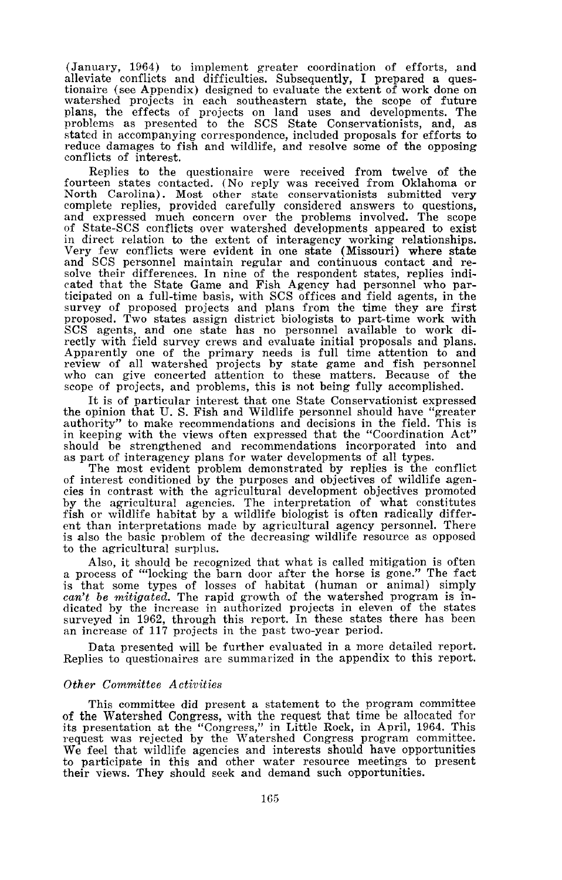(January, 1964) to implement greater coordination of efforts, and alleviate conflicts and difficulties. Subsequently, I prepared a questionaire (see Appendix) designed to evaluate the extent of work done on watershed projects in each southeastern state, the scope of future plans, the effects of projects on land uses and developments. The problems as presented to the SCS State Conservationists, and, as stated in accompanying correspondence, included proposals for efforts to reduce damages to fish and wildlife, and resolve some of the opposing conflicts of interest.

Replies to the questionaire were received from twelve of the fourteen states contacted. (No reply was received from Oklahoma or North Carolina). Most other state conservationists submitted very complete replies, provided carefully considered answers to questions, and expressed much concern over the problems involved. The scope of State-SCS conflicts over watershed developments appeared to exist in direct relation to the extent of interagency working relationships. Very few conflicts were evident in one state (Missouri) where state and SCS personnel maintain regular and continuous contact and resolve their differences. In nine of the respondent states, replies indicated that the State Game and Fish Agency had personnel who participated on a full-time basis, with SCS offices and field agents, in the survey of proposed projects and plans from the time they are first proposed. Two states assign district biologists to part-time work with SCS agents, and one state has no personnel available to work directly with field survey crews and evaluate initial proposals and plans. Apparently one of the primary needs is full time attention to and review of all watershed projects by state game and fish personnel who can give concerted attention to these matters. Because of the scope of projects, and problems, this is not being fully accomplished.

It is of particular interest that one State Conservationist expressed the opinion that U. S. Fish and Wildlife personnel should have "greater authority" to make recommendations and decisions in the field. This is in keeping with the views often expressed that the "Coordination Act" should be strengthened and recommendations incorporated into and as part of interagency plans for water developments of all types.

The most evident problem demonstrated by replies is the conflict of interest conditioned by the purposes and objectives of wildlife agencies in contrast with the agricultural development objectives promoted by the agricultural agencies. The interpretation of what constitutes fish or wildlife habitat by a wildlife biologist is often radically different than interpretations made by agricultural agency personnel. There is also the basic problem of the decreasing wildlife resource as opposed to the agricultural surplus.

Also, it should be recognized that what is called mitigation is often a process of "'locking the barn door after the horse is gone." The fact is that some types of losses of habitat (human or animal) simply *can't be mitigated.* The rapid growth of the watershed program is indicated by the increase in authorized projects in eleven of the states surveyed in 1962, through this report. In these states there has been an increase of 117 projects in the past two-year period.

Data presented will be further evaluated in a more detailed report. Replies to questionaires are summarized in the appendix to this report.

*Other Committee Activities*

This committee did present a statement to the program committee of the Watershed Congress, with the request that time be allocated for its presentation at the "Congress," in Little Rock, in April, 1964. This request was rejected by the Watershed Congress program committee. We feel that wildlife agencies and interests should have opportunities to participate in this and other water resource meetings to present their views. They should seek and demand such opportunities.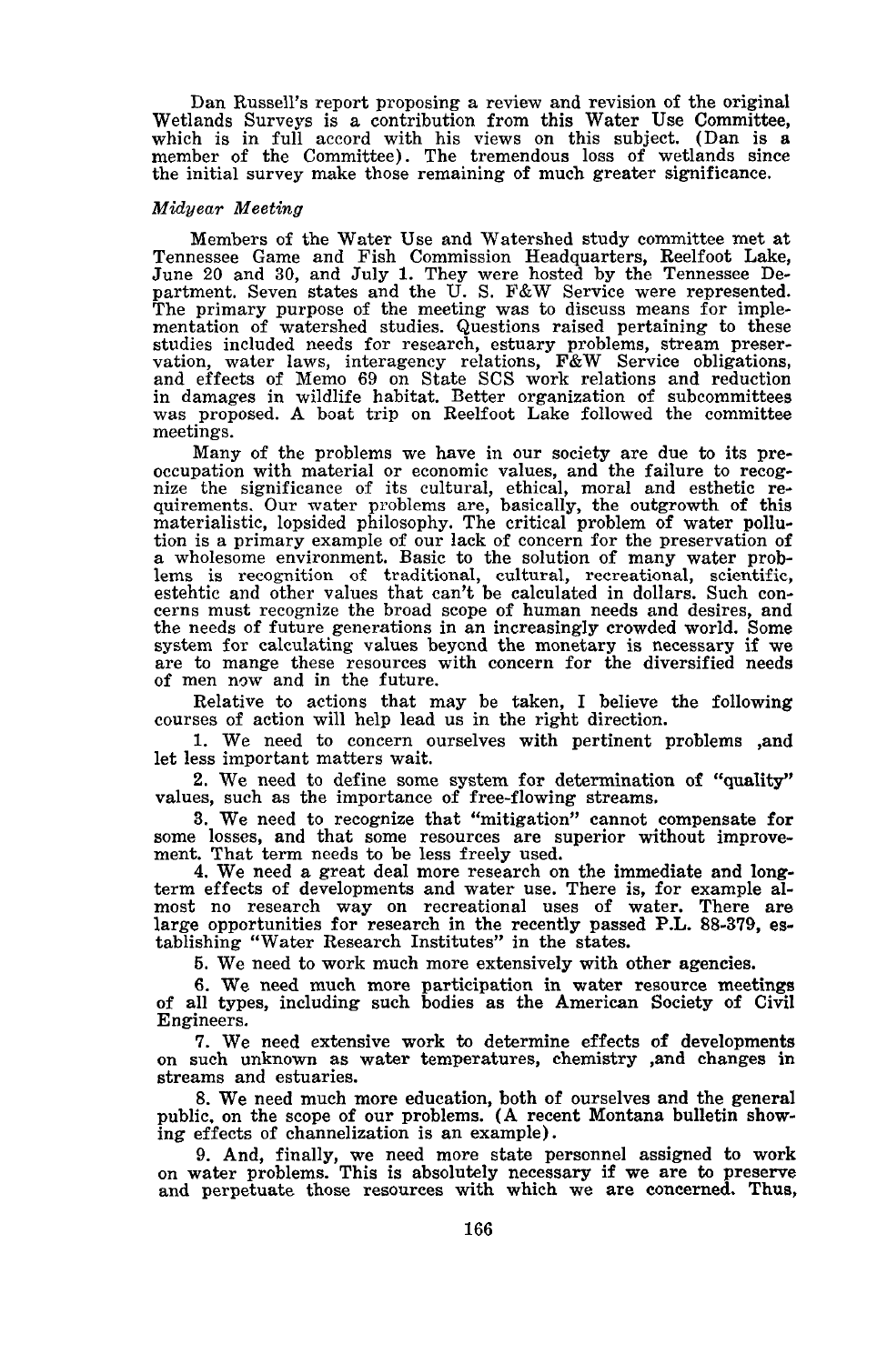Dan Russell's report proposing a review and revision of the original Wetlands Surveys is a contribution from this Water Use Committee, which is in full accord with his views on this subject. (Dan is a member of the Committee). The tremendous loss of wetlands since the initial survey make those remaining of much greater significance.

*Midyear Meeting*

Members of the Water Use and Watershed study committee met at Tennessee Game and Fish Commission Headquarters, Reelfoot Lake, June 20 and 30, and July 1. They were hosted by the Tennessee Department. Seven states and the U. S. F&W Service were represented. The primary purpose of the meeting was to discuss means for implementation of watershed studies. Questions raised pertaining to these studies included needs for research, estuary problems, stream preservation, water laws, interagency relations, F&W Service obligations, and effects of Memo 69 on State SCS work relations and reduction in damages in wildlife habitat. Better organization of subcommittees was proposed. A boat trip on Reelfoot Lake followed the committee meetings.

Many of the problems we have in our society are due to its preoccupation with material or economic values, and the failure to recognize the significance of its cultural, ethical, moral and esthetic requirements. Our water problems are, basically, the outgrowth of this materialistic, lopsided philosophy. The critical problem of water pollution is a primary example of our lack of concern for the preservation of a wholesome environment. Basic to the solution of many water problems is recognition of traditional, cultural, recreational, scientific, estehtic and other values that can't be calculated in dollars. Such concerns must recognize the broad scope of human needs and desires, and the needs of future generations in an increasingly crowded world. Some system for calculating values beyond the monetary is necessary if we are to mange these resources with concern for the diversified needs of men now and in the future.

Relative to actions that may be taken, I believe the following courses of action will help lead us in the right direction.

1. We need to concern ourselves with pertinent problems ,and let less important matters wait.

2. We need to define some system for determination of "quality" values, such as the importance of free-flowing streams.

3. We need to recognize that "mitigation" cannot compensate for some losses, and that some resources are superior without improvement. That term needs to be less freely used.

4. We need a great deal more research on the immediate and long-term effects of developments and water use. There is, for example almost no research way on recreational uses of water. There are large opportunities for research in the recently passed P.L. 88-379, establishing "Water Research Institutes" in the states.

5. We need to work much more extensively with other agencies.

6. We need much more participation in water resource meetings of all types, including such bodies as the American Society of Civil Engineers.

7. We need extensive work to determine effects of developments on such unknown as water temperatures, chemistry ,and changes in streams and estuaries.

8. We need much more education, both of ourselves and the general public, on the scope of our problems. (A recent Montana bulletin showing effects of channelization is an example).

9. And, finally, we need more state personnel assigned to work on water problems. This is absolutely necessary if we are to preserve and perpetuate those resources with which we are concerned. Thus,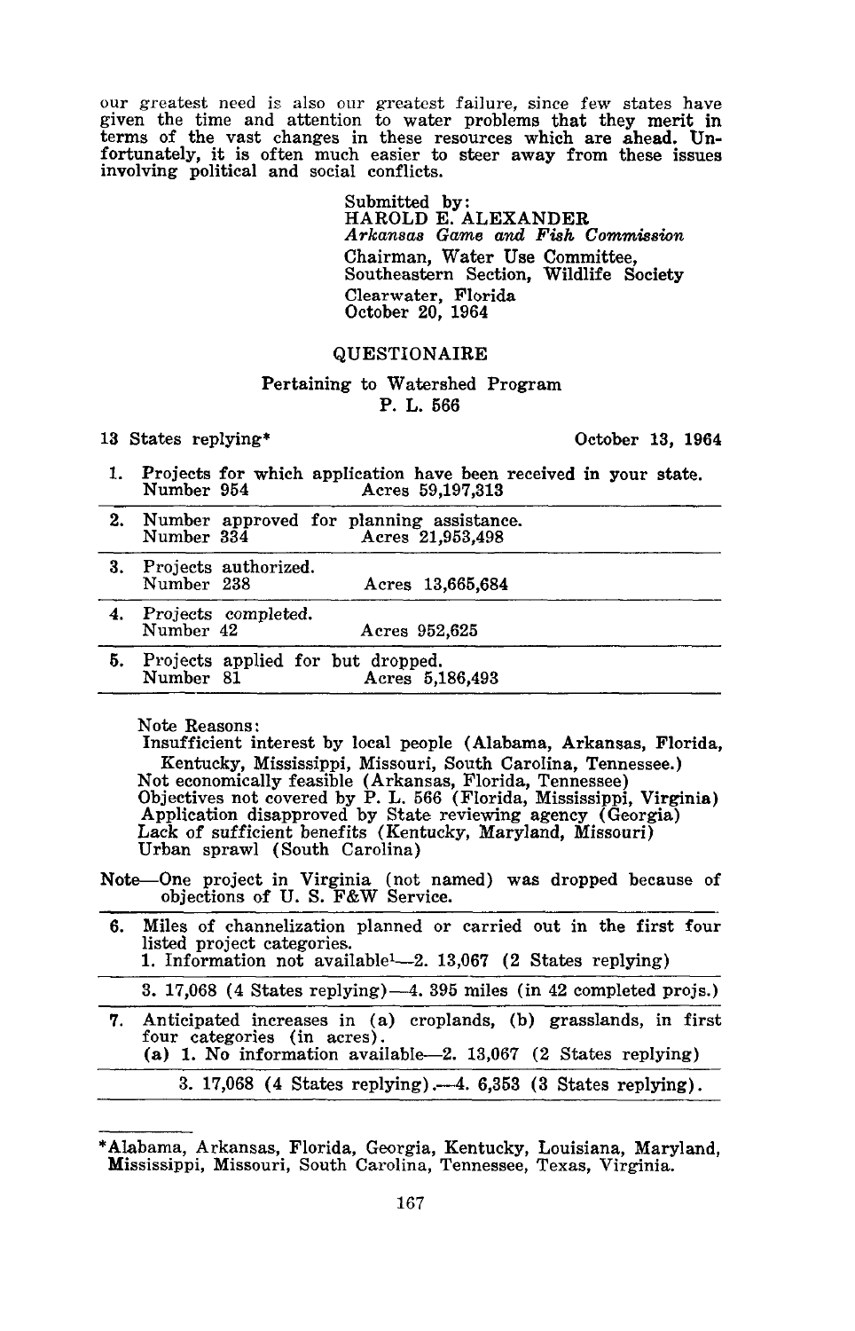our greatest need is also our greatest failure, since few states have given the time and attention to water problems that they merit in terms of the vast changes in these resources which are ahead. Unfortunately, it is often much easier to steer away from these issues involving political and social conflicts.

Submitted by:
HAROLD E. ALEXANDER
*Arkansas Game and Fish Commission*
Chairman, Water Use Committee,
Southeastern Section, Wildlife Society
Clearwater, Florida
October 20, 1964

## QUESTIONAIRE

### Pertaining to Watershed Program P. L. 566

13 States replying* October 13, 1964

1. Projects for which application have been received in your state.
   Number 954 Acres 59,197,313

2. Number approved for planning assistance.
   Number 334 Acres 21,953,498

3. Projects authorized.
   Number 238 Acres 13,665,684

4. Projects completed.
   Number 42 Acres 952,625

5. Projects applied for but dropped.
   Number 81 Acres 5,186,493

Note Reasons:
Insufficient interest by local people (Alabama, Arkansas, Florida, Kentucky, Mississippi, Missouri, South Carolina, Tennessee.)
Not economically feasible (Arkansas, Florida, Tennessee)
Objectives not covered by P. L. 566 (Florida, Mississippi, Virginia)
Application disapproved by State reviewing agency (Georgia)
Lack of sufficient benefits (Kentucky, Maryland, Missouri)
Urban sprawl (South Carolina)

Note—One project in Virginia (not named) was dropped because of objections of U. S. F&W Service.

6. Miles of channelization planned or carried out in the first four listed project categories.
   1. Information not available[1]—2. 13,067 (2 States replying)
   3. 17,068 (4 States replying)—4. 395 miles (in 42 completed projs.)

7. Anticipated increases in (a) croplands, (b) grasslands, in first four categories (in acres).
   (a) 1. No information available—2. 13,067 (2 States replying)
   3. 17,068 (4 States replying).—4. 6,353 (3 States replying).

---

*Alabama, Arkansas, Florida, Georgia, Kentucky, Louisiana, Maryland, Mississippi, Missouri, South Carolina, Tennessee, Texas, Virginia.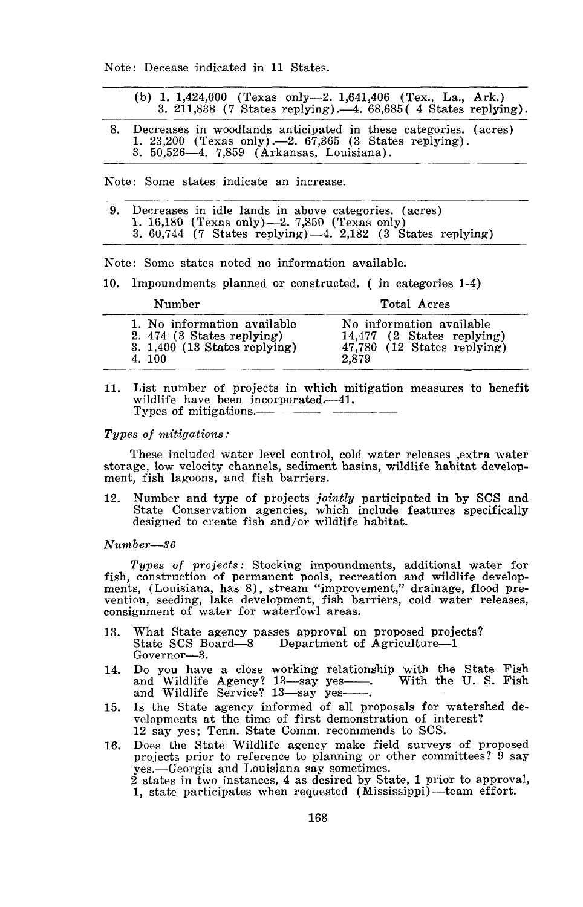Note: Decease indicated in 11 States.

(b) 1. 1,424,000 (Texas only—2. 1,641,406 (Tex., La., Ark.)
3. 211,838 (7 States replying).—4. 68,685( 4 States replying).

8. Decreases in woodlands anticipated in these categories. (acres)
1. 23,200 (Texas only).—2. 67,365 (3 States replying).
3. 50,526—4. 7,859 (Arkansas, Louisiana).

Note: Some states indicate an increase.

9. Decreases in idle lands in above categories. (acres)
1. 16,180 (Texas only)—2. 7,850 (Texas only)
3. 60,744 (7 States replying)—4. 2,182 (3 States replying)

Note: Some states noted no information available.

10. Impoundments planned or constructed. ( in categories 1-4)

| Number | Total Acres |
|---|---|
| 1. No information available | No information available |
| 2. 474 (3 States replying) | 14,477 (2 States replying) |
| 3. 1,400 (13 States replying) | 47,780 (12 States replying) |
| 4. 100 | 2,879 |

11. List number of projects in which mitigation measures to benefit wildlife have been incorporated.—41.
Types of mitigations.—————— ——————

*Types of mitigations:*

These included water level control, cold water releases ,extra water storage, low velocity channels, sediment basins, wildlife habitat development, fish lagoons, and fish barriers.

12. Number and type of projects *jointly* participated in by SCS and State Conservation agencies, which include features specifically designed to create fish and/or wildlife habitat.

*Number—36*

*Types of projects:* Stocking impoundments, additional water for fish, construction of permanent pools, recreation and wildlife developments, (Louisiana, has 8), stream "improvement," drainage, flood prevention, seeding, lake development, fish barriers, cold water releases, consignment of water for waterfowl areas.

13. What State agency passes approval on proposed projects?
State SCS Board—8 Department of Agriculture—1
Governor—3.

14. Do you have a close working relationship with the State Fish and Wildlife Agency? 13—say yes——. With the U. S. Fish and Wildlife Service? 13—say yes——.

15. Is the State agency informed of all proposals for watershed developments at the time of first demonstration of interest?
12 say yes; Tenn. State Comm. recommends to SCS.

16. Does the State Wildlife agency make field surveys of proposed projects prior to reference to planning or other committees? 9 say yes.—Georgia and Louisiana say sometimes.
2 states in two instances, 4 as desired by State, 1 prior to approval, 1, state participates when requested (Mississippi)—team effort.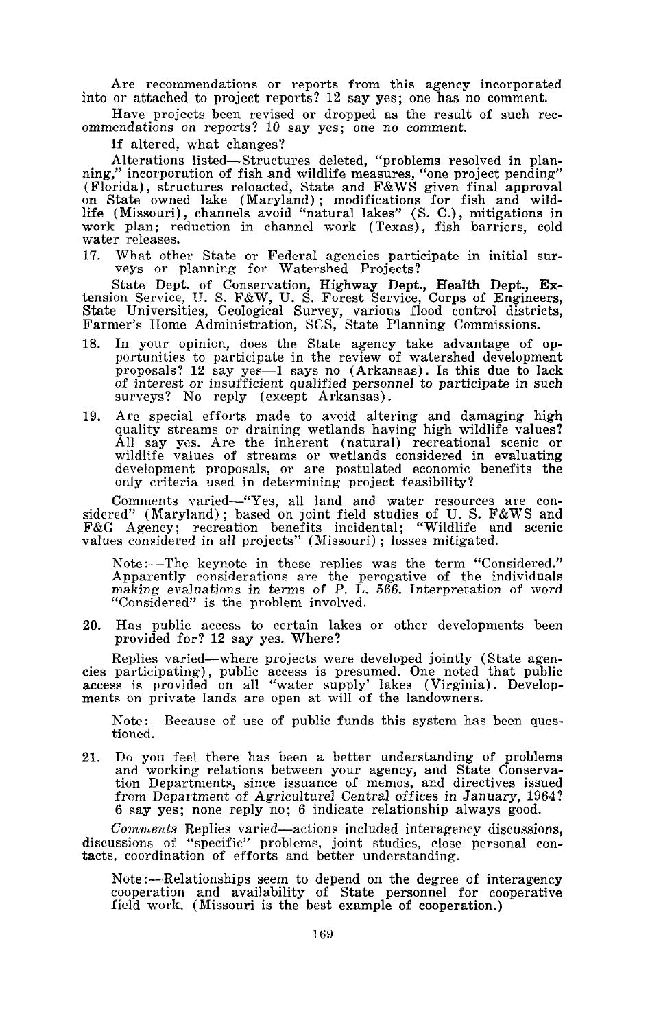Are recommendations or reports from this agency incorporated into or attached to project reports? 12 say yes; one has no comment.

Have projects been revised or dropped as the result of such recommendations on reports? 10 say yes; one no comment.

If altered, what changes?

Alterations listed—Structures deleted, "problems resolved in planning," incorporation of fish and wildlife measures, "one project pending" (Florida), structures reloacted, State and F&WS given final approval on State owned lake (Maryland); modifications for fish and wildlife (Missouri), channels avoid "natural lakes" (S. C.), mitigations in work plan; reduction in channel work (Texas), fish barriers, cold water releases.

17. What other State or Federal agencies participate in initial surveys or planning for Watershed Projects?

State Dept. of Conservation, Highway Dept., Health Dept., Extension Service, U. S. F&W, U. S. Forest Service, Corps of Engineers, State Universities, Geological Survey, various flood control districts, Farmer's Home Administration, SCS, State Planning Commissions.

18. In your opinion, does the State agency take advantage of opportunities to participate in the review of watershed development proposals? 12 say yes—1 says no (Arkansas). Is this due to lack of interest or insufficient qualified personnel to participate in such surveys? No reply (except Arkansas).

19. Are special efforts made to avoid altering and damaging high quality streams or draining wetlands having high wildlife values? All say yes. Are the inherent (natural) recreational scenic or wildlife values of streams or wetlands considered in evaluating development proposals, or are postulated economic benefits the only criteria used in determining project feasibility?

Comments varied—"Yes, all land and water resources are considered" (Maryland); based on joint field studies of U. S. F&WS and F&G Agency; recreation benefits incidental; "Wildlife and scenic values considered in all projects" (Missouri); losses mitigated.

> Note:—The keynote in these replies was the term "Considered." Apparently considerations are the perogative of the individuals making evaluations in terms of P. L. 566. Interpretation of word "Considered" is the problem involved.

20. Has public access to certain lakes or other developments been provided for? 12 say yes. Where?

Replies varied—where projects were developed jointly (State agencies participating), public access is presumed. One noted that public access is provided on all "water supply' lakes (Virginia). Developments on private lands are open at will of the landowners.

> Note:—Because of use of public funds this system has been questioned.

21. Do you feel there has been a better understanding of problems and working relations between your agency, and State Conservation Departments, since issuance of memos, and directives issued from Department of Agriculturel Central offices in January, 1964? 6 say yes; none reply no; 6 indicate relationship always good.

*Comments* Replies varied—actions included interagency discussions, discussions of "specific" problems, joint studies, close personal contacts, coordination of efforts and better understanding.

> Note:—Relationships seem to depend on the degree of interagency cooperation and availability of State personnel for cooperative field work. (Missouri is the best example of cooperation.)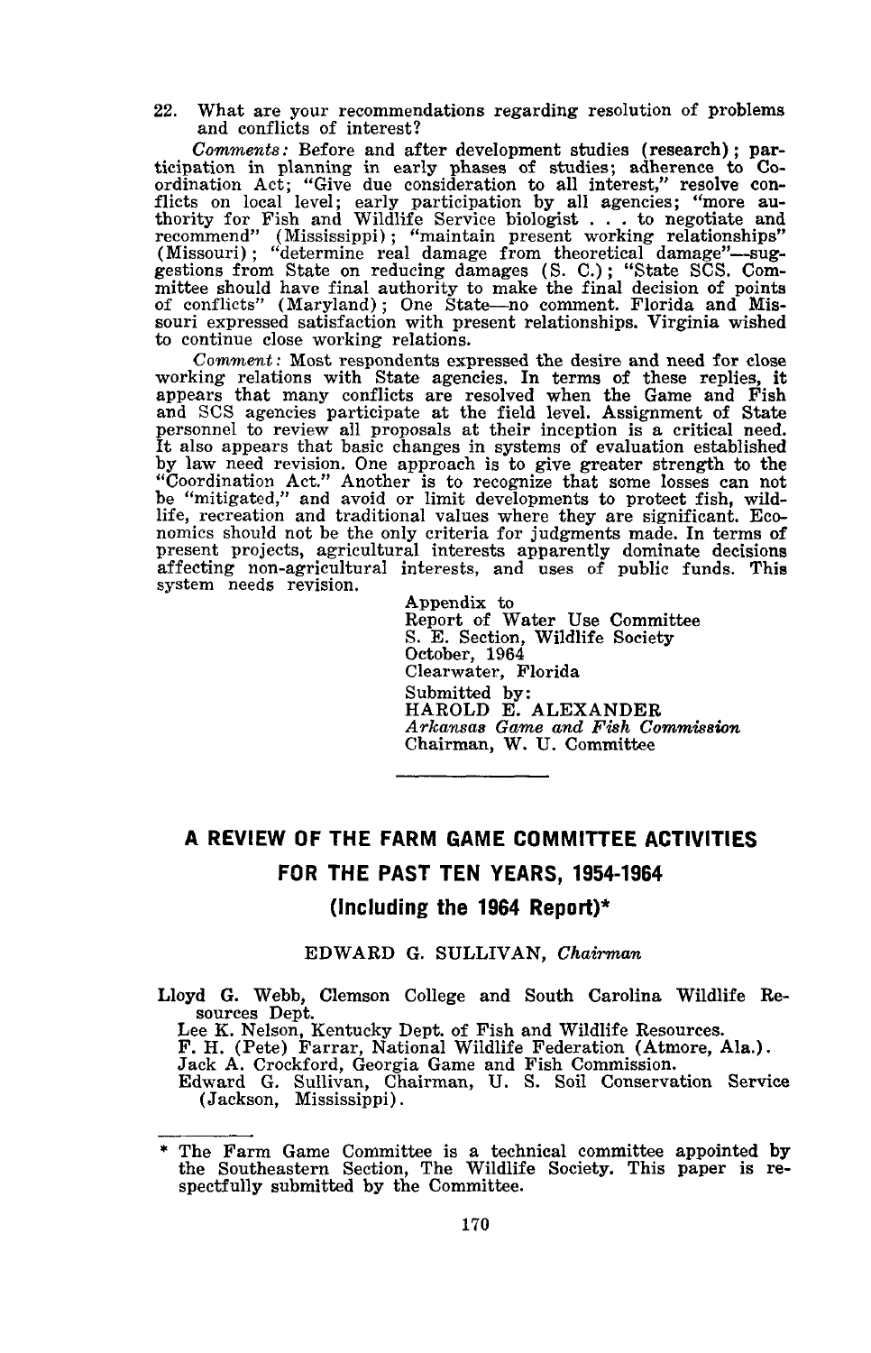22. What are your recommendations regarding resolution of problems and conflicts of interest?

*Comments:* Before and after development studies (research); participation in planning in early phases of studies; adherence to Coordination Act; "Give due consideration to all interest," resolve conflicts on local level; early participation by all agencies; "more authority for Fish and Wildlife Service biologist . . . to negotiate and recommend" (Mississippi); "maintain present working relationships" (Missouri); "determine real damage from theoretical damage"—suggestions from State on reducing damages (S. C.); "State SCS. Committee should have final authority to make the final decision of points of conflicts" (Maryland); One State—no comment. Florida and Missouri expressed satisfaction with present relationships. Virginia wished to continue close working relations.

*Comment:* Most respondents expressed the desire and need for close working relations with State agencies. In terms of these replies, it appears that many conflicts are resolved when the Game and Fish and SCS agencies participate at the field level. Assignment of State personnel to review all proposals at their inception is a critical need. It also appears that basic changes in systems of evaluation established by law need revision. One approach is to give greater strength to the "Coordination Act." Another is to recognize that some losses can not be "mitigated," and avoid or limit developments to protect fish, wildlife, recreation and traditional values where they are significant. Economics should not be the only criteria for judgments made. In terms of present projects, agricultural interests apparently dominate decisions affecting non-agricultural interests, and uses of public funds. This system needs revision.

Appendix to
Report of Water Use Committee
S. E. Section, Wildlife Society
October, 1964
Clearwater, Florida
Submitted by:
HAROLD E. ALEXANDER
*Arkansas Game and Fish Commission*
Chairman, W. U. Committee

---

# A REVIEW OF THE FARM GAME COMMITTEE ACTIVITIES FOR THE PAST TEN YEARS, 1954-1964 (Including the 1964 Report)*

EDWARD G. SULLIVAN, *Chairman*

Lloyd G. Webb, Clemson College and South Carolina Wildlife Resources Dept.
Lee K. Nelson, Kentucky Dept. of Fish and Wildlife Resources.
F. H. (Pete) Farrar, National Wildlife Federation (Atmore, Ala.).
Jack A. Crockford, Georgia Game and Fish Commission.
Edward G. Sullivan, Chairman, U. S. Soil Conservation Service (Jackson, Mississippi).

---

* The Farm Game Committee is a technical committee appointed by the Southeastern Section, The Wildlife Society. This paper is respectfully submitted by the Committee.